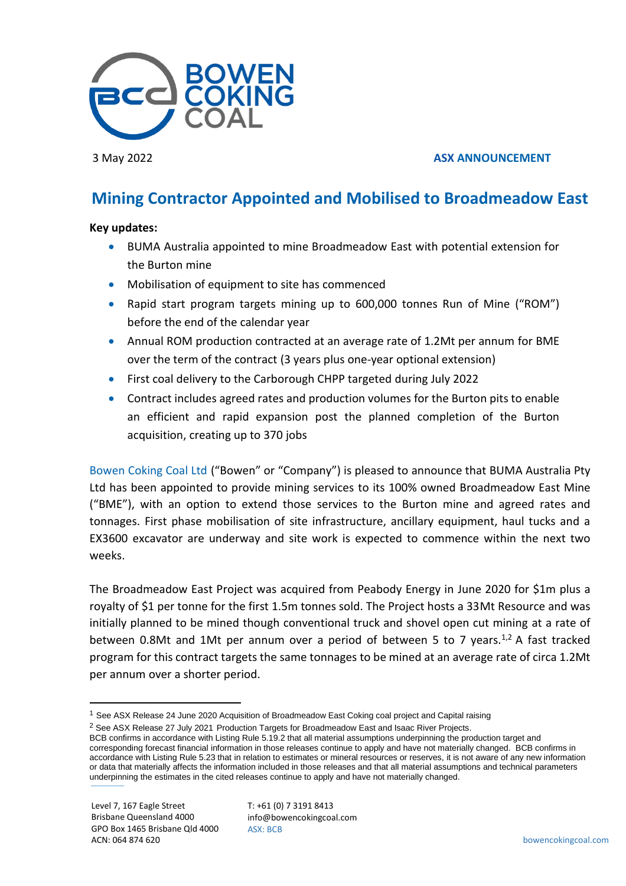3 May 2022

**ASX ANNOUNCEMENT**

# Mining Contractor Appointed and Mobilised to Broadmeadow East

**Key updates:**

- BUMA Australia appointed to mine Broadmeadow East with potential extension for the Burton mine
- Mobilisation of equipment to site has commenced
- Rapid start program targets mining up to 600,000 tonnes Run of Mine ("ROM") before the end of the calendar year
- Annual ROM production contracted at an average rate of 1.2Mt per annum for BME over the term of the contract (3 years plus one-year optional extension)
- First coal delivery to the Carborough CHPP targeted during July 2022
- Contract includes agreed rates and production volumes for the Burton pits to enable an efficient and rapid expansion post the planned completion of the Burton acquisition, creating up to 370 jobs

Bowen Coking Coal Ltd ("Bowen" or "Company") is pleased to announce that BUMA Australia Pty Ltd has been appointed to provide mining services to its 100% owned Broadmeadow East Mine ("BME"), with an option to extend those services to the Burton mine and agreed rates and tonnages. First phase mobilisation of site infrastructure, ancillary equipment, haul tucks and a EX3600 excavator are underway and site work is expected to commence within the next two weeks.

The Broadmeadow East Project was acquired from Peabody Energy in June 2020 for $1m plus a royalty of $1 per tonne for the first 1.5m tonnes sold. The Project hosts a 33Mt Resource and was initially planned to be mined though conventional truck and shovel open cut mining at a rate of between 0.8Mt and 1Mt per annum over a period of between 5 to 7 years.[1,2] A fast tracked program for this contract targets the same tonnages to be mined at an average rate of circa 1.2Mt per annum over a shorter period.

---

[1] See ASX Release 24 June 2020 Acquisition of Broadmeadow East Coking coal project and Capital raising

[2] See ASX Release 27 July 2021 Production Targets for Broadmeadow East and Isaac River Projects.

BCB confirms in accordance with Listing Rule 5.19.2 that all material assumptions underpinning the production target and corresponding forecast financial information in those releases continue to apply and have not materially changed. BCB confirms in accordance with Listing Rule 5.23 that in relation to estimates or mineral resources or reserves, it is not aware of any new information or data that materially affects the information included in those releases and that all material assumptions and technical parameters underpinning the estimates in the cited releases continue to apply and have not materially changed.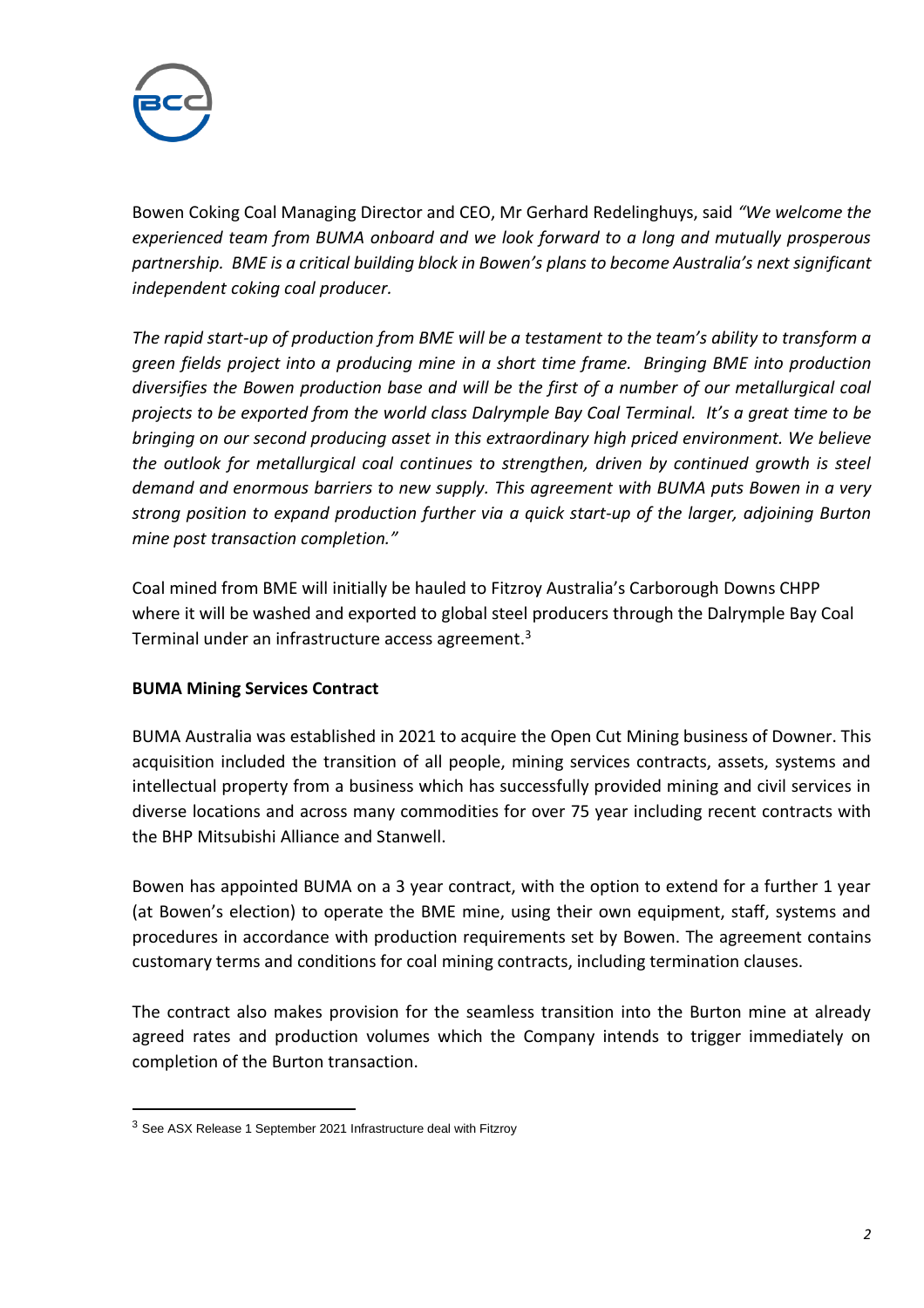Bowen Coking Coal Managing Director and CEO, Mr Gerhard Redelinghuys, said *"We welcome the experienced team from BUMA onboard and we look forward to a long and mutually prosperous partnership. BME is a critical building block in Bowen's plans to become Australia's next significant independent coking coal producer.*

*The rapid start-up of production from BME will be a testament to the team's ability to transform a green fields project into a producing mine in a short time frame. Bringing BME into production diversifies the Bowen production base and will be the first of a number of our metallurgical coal projects to be exported from the world class Dalrymple Bay Coal Terminal. It's a great time to be bringing on our second producing asset in this extraordinary high priced environment. We believe the outlook for metallurgical coal continues to strengthen, driven by continued growth is steel demand and enormous barriers to new supply. This agreement with BUMA puts Bowen in a very strong position to expand production further via a quick start-up of the larger, adjoining Burton mine post transaction completion."*

Coal mined from BME will initially be hauled to Fitzroy Australia's Carborough Downs CHPP where it will be washed and exported to global steel producers through the Dalrymple Bay Coal Terminal under an infrastructure access agreement.[3]

**BUMA Mining Services Contract**

BUMA Australia was established in 2021 to acquire the Open Cut Mining business of Downer. This acquisition included the transition of all people, mining services contracts, assets, systems and intellectual property from a business which has successfully provided mining and civil services in diverse locations and across many commodities for over 75 year including recent contracts with the BHP Mitsubishi Alliance and Stanwell.

Bowen has appointed BUMA on a 3 year contract, with the option to extend for a further 1 year (at Bowen's election) to operate the BME mine, using their own equipment, staff, systems and procedures in accordance with production requirements set by Bowen. The agreement contains customary terms and conditions for coal mining contracts, including termination clauses.

The contract also makes provision for the seamless transition into the Burton mine at already agreed rates and production volumes which the Company intends to trigger immediately on completion of the Burton transaction.

[3] See ASX Release 1 September 2021 Infrastructure deal with Fitzroy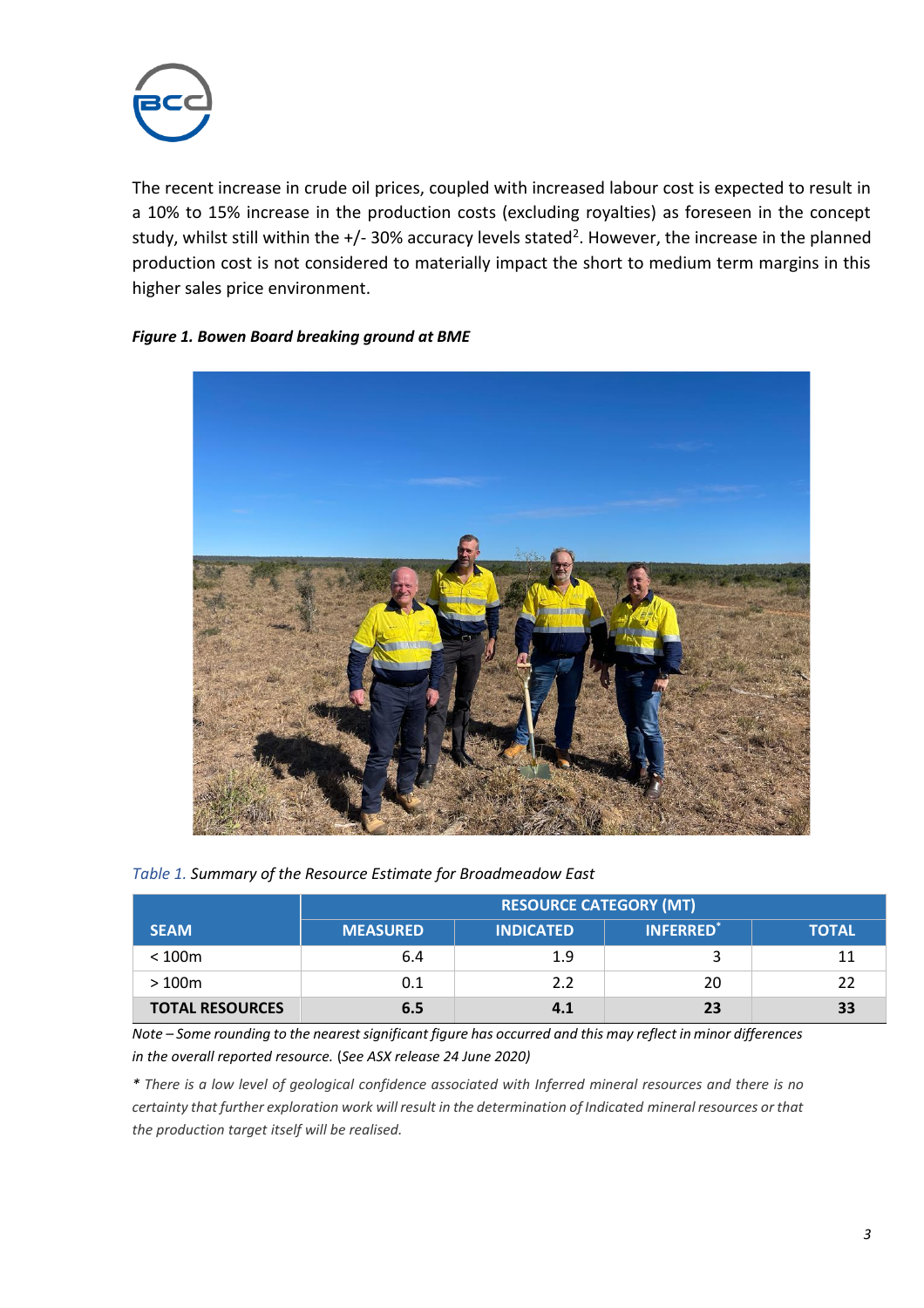The recent increase in crude oil prices, coupled with increased labour cost is expected to result in a 10% to 15% increase in the production costs (excluding royalties) as foreseen in the concept study, whilst still within the +/- 30% accuracy levels stated[2]. However, the increase in the planned production cost is not considered to materially impact the short to medium term margins in this higher sales price environment.

***Figure 1. Bowen Board breaking ground at BME***

*Table 1. Summary of the Resource Estimate for Broadmeadow East*

| SEAM | RESOURCE CATEGORY (MT) | | | |
|---|---|---|---|---|
| | MEASURED | INDICATED | INFERRED* | TOTAL |
| < 100m | 6.4 | 1.9 | 3 | 11 |
| > 100m | 0.1 | 2.2 | 20 | 22 |
| **TOTAL RESOURCES** | **6.5** | **4.1** | **23** | **33** |

*Note – Some rounding to the nearest significant figure has occurred and this may reflect in minor differences in the overall reported resource.* (*See ASX release 24 June 2020)*

*\* There is a low level of geological confidence associated with Inferred mineral resources and there is no certainty that further exploration work will result in the determination of Indicated mineral resources or that the production target itself will be realised.*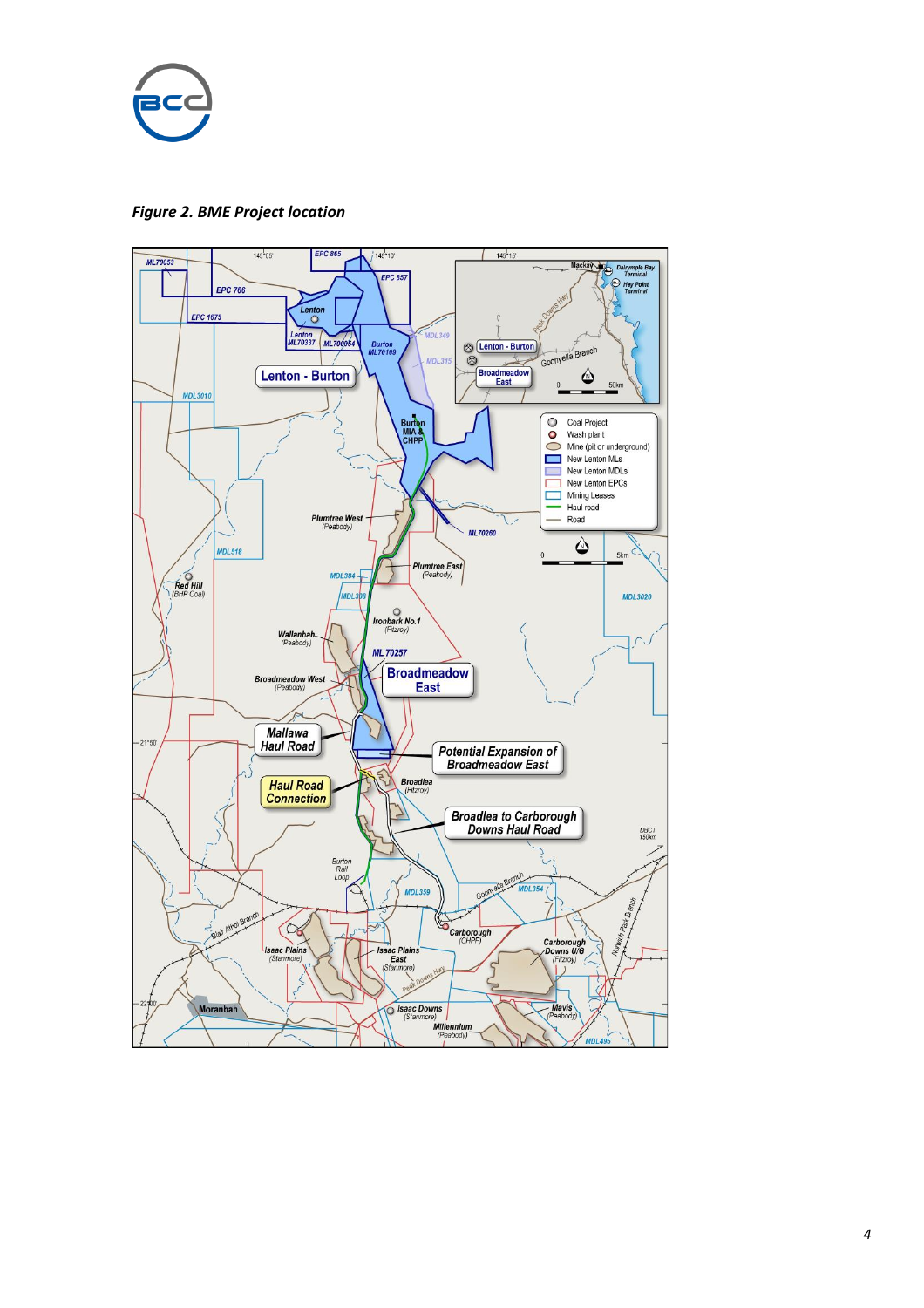*Figure 2. BME Project location*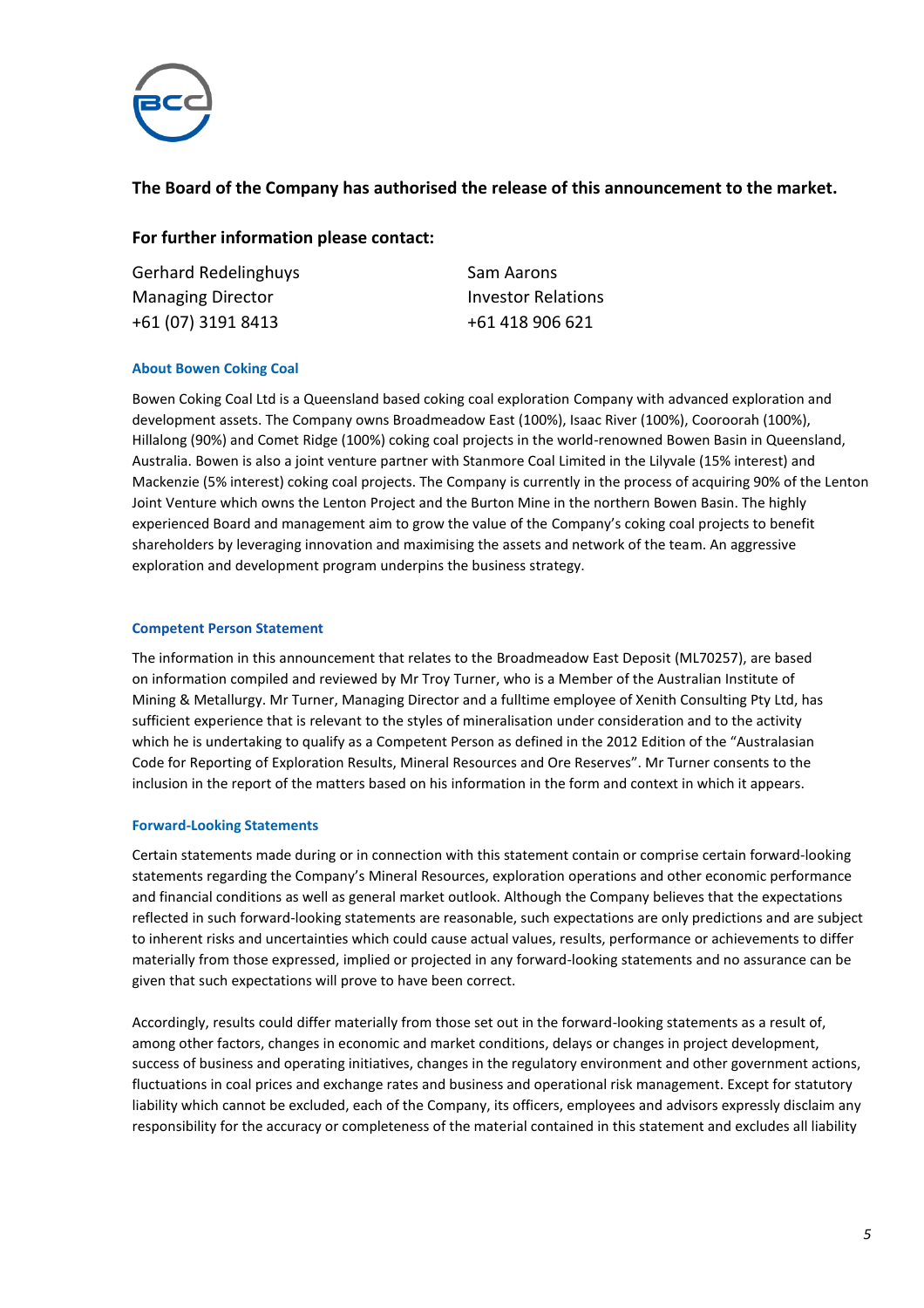**The Board of the Company has authorised the release of this announcement to the market.**

**For further information please contact:**

Gerhard Redelinghuys
Managing Director
+61 (07) 3191 8413

Sam Aarons
Investor Relations
+61 418 906 621

### About Bowen Coking Coal

Bowen Coking Coal Ltd is a Queensland based coking coal exploration Company with advanced exploration and development assets. The Company owns Broadmeadow East (100%), Isaac River (100%), Cooroorah (100%), Hillalong (90%) and Comet Ridge (100%) coking coal projects in the world-renowned Bowen Basin in Queensland, Australia. Bowen is also a joint venture partner with Stanmore Coal Limited in the Lilyvale (15% interest) and Mackenzie (5% interest) coking coal projects. The Company is currently in the process of acquiring 90% of the Lenton Joint Venture which owns the Lenton Project and the Burton Mine in the northern Bowen Basin. The highly experienced Board and management aim to grow the value of the Company's coking coal projects to benefit shareholders by leveraging innovation and maximising the assets and network of the team. An aggressive exploration and development program underpins the business strategy.

### Competent Person Statement

The information in this announcement that relates to the Broadmeadow East Deposit (ML70257), are based on information compiled and reviewed by Mr Troy Turner, who is a Member of the Australian Institute of Mining & Metallurgy. Mr Turner, Managing Director and a fulltime employee of Xenith Consulting Pty Ltd, has sufficient experience that is relevant to the styles of mineralisation under consideration and to the activity which he is undertaking to qualify as a Competent Person as defined in the 2012 Edition of the "Australasian Code for Reporting of Exploration Results, Mineral Resources and Ore Reserves". Mr Turner consents to the inclusion in the report of the matters based on his information in the form and context in which it appears.

### Forward-Looking Statements

Certain statements made during or in connection with this statement contain or comprise certain forward-looking statements regarding the Company's Mineral Resources, exploration operations and other economic performance and financial conditions as well as general market outlook. Although the Company believes that the expectations reflected in such forward-looking statements are reasonable, such expectations are only predictions and are subject to inherent risks and uncertainties which could cause actual values, results, performance or achievements to differ materially from those expressed, implied or projected in any forward-looking statements and no assurance can be given that such expectations will prove to have been correct.

Accordingly, results could differ materially from those set out in the forward-looking statements as a result of, among other factors, changes in economic and market conditions, delays or changes in project development, success of business and operating initiatives, changes in the regulatory environment and other government actions, fluctuations in coal prices and exchange rates and business and operational risk management. Except for statutory liability which cannot be excluded, each of the Company, its officers, employees and advisors expressly disclaim any responsibility for the accuracy or completeness of the material contained in this statement and excludes all liability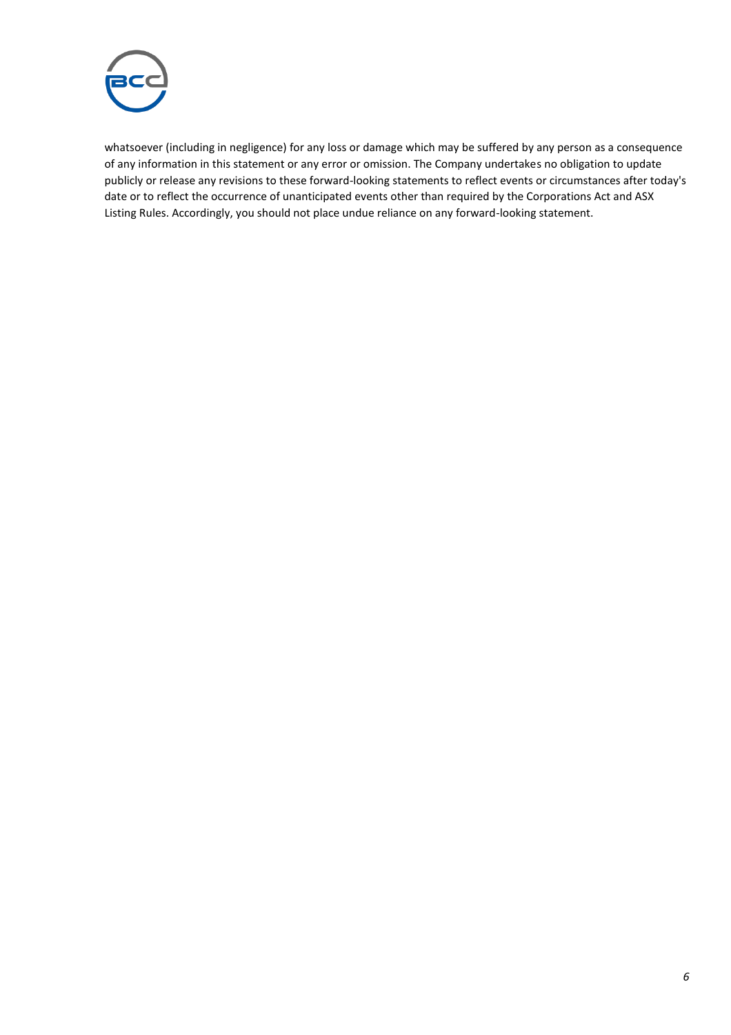whatsoever (including in negligence) for any loss or damage which may be suffered by any person as a consequence of any information in this statement or any error or omission. The Company undertakes no obligation to update publicly or release any revisions to these forward-looking statements to reflect events or circumstances after today's date or to reflect the occurrence of unanticipated events other than required by the Corporations Act and ASX Listing Rules. Accordingly, you should not place undue reliance on any forward-looking statement.